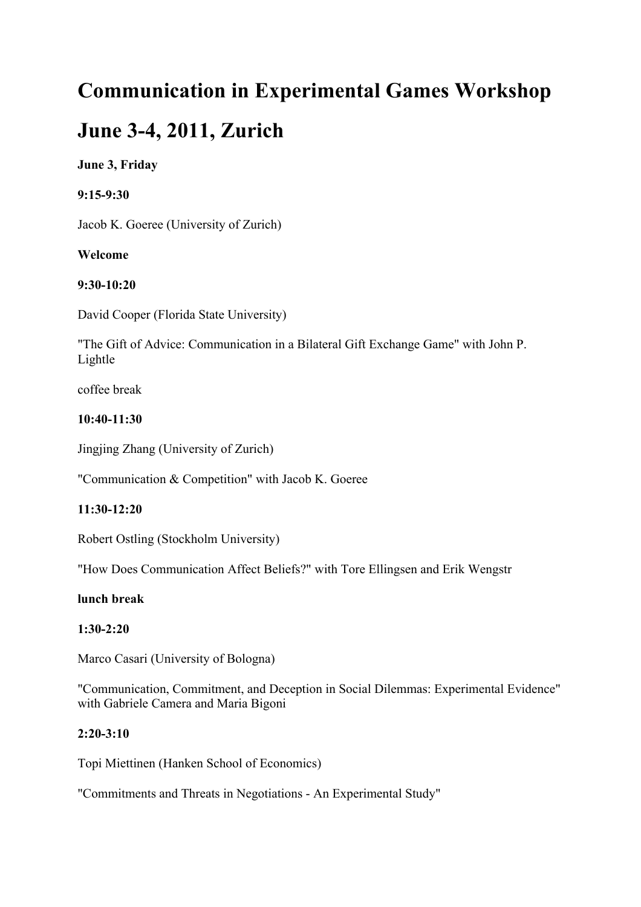# Communication in Experimental Games Workshop

# June 3-4, 2011, Zurich

**June 3, Friday**

**9:15-9:30**

Jacob K. Goeree (University of Zurich)

**Welcome**

**9:30-10:20**

David Cooper (Florida State University)

"The Gift of Advice: Communication in a Bilateral Gift Exchange Game" with John P. Lightle

coffee break

**10:40-11:30**

Jingjing Zhang (University of Zurich)

"Communication & Competition" with Jacob K. Goeree

**11:30-12:20**

Robert Ostling (Stockholm University)

"How Does Communication Affect Beliefs?" with Tore Ellingsen and Erik Wengstr

**lunch break**

**1:30-2:20**

Marco Casari (University of Bologna)

"Communication, Commitment, and Deception in Social Dilemmas: Experimental Evidence" with Gabriele Camera and Maria Bigoni

**2:20-3:10**

Topi Miettinen (Hanken School of Economics)

"Commitments and Threats in Negotiations - An Experimental Study"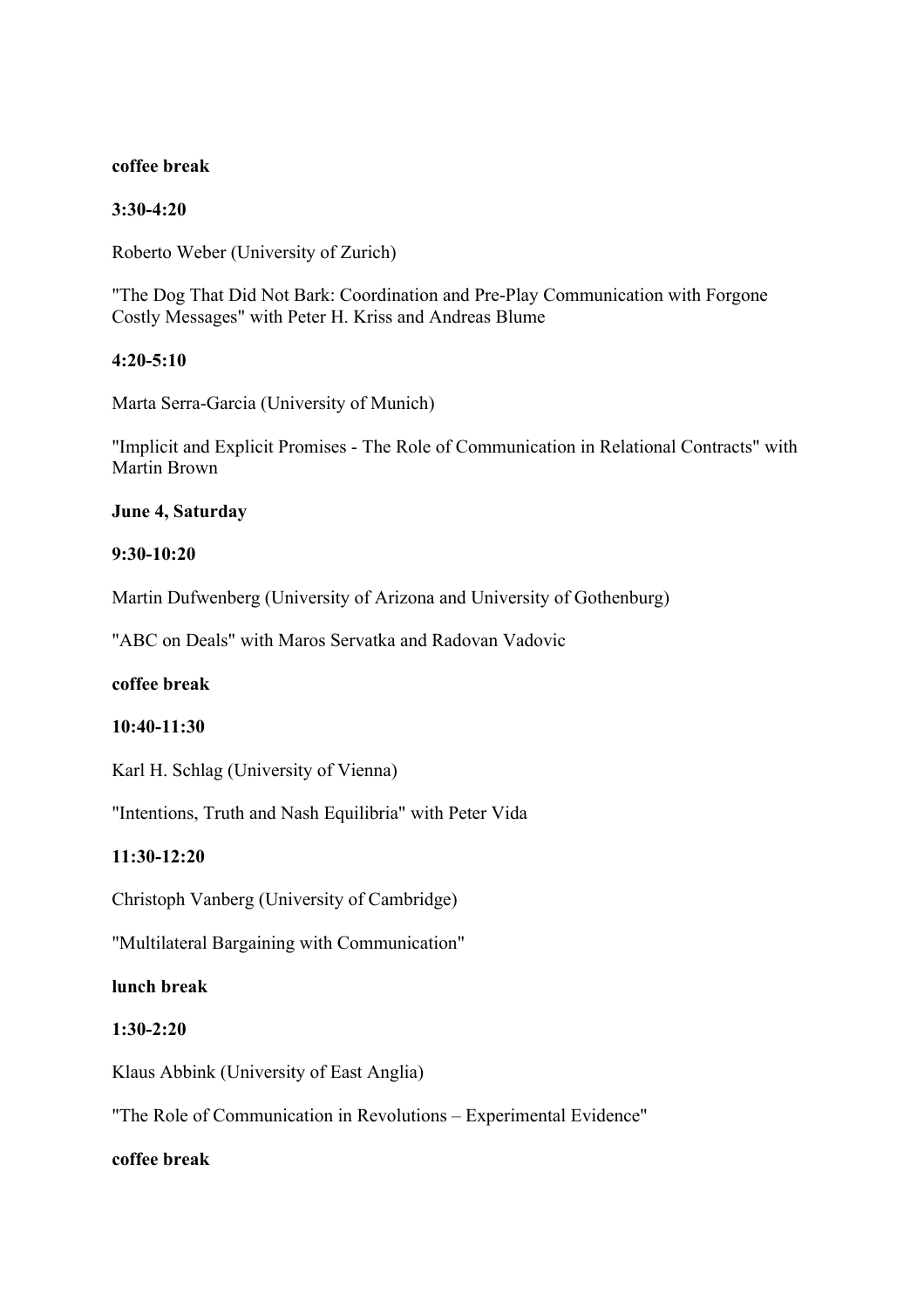**coffee break**

**3:30-4:20**

Roberto Weber (University of Zurich)

"The Dog That Did Not Bark: Coordination and Pre-Play Communication with Forgone Costly Messages" with Peter H. Kriss and Andreas Blume

**4:20-5:10**

Marta Serra-Garcia (University of Munich)

"Implicit and Explicit Promises - The Role of Communication in Relational Contracts" with Martin Brown

**June 4, Saturday**

**9:30-10:20**

Martin Dufwenberg (University of Arizona and University of Gothenburg)

"ABC on Deals" with Maros Servatka and Radovan Vadovic

**coffee break**

**10:40-11:30**

Karl H. Schlag (University of Vienna)

"Intentions, Truth and Nash Equilibria" with Peter Vida

**11:30-12:20**

Christoph Vanberg (University of Cambridge)

"Multilateral Bargaining with Communication"

**lunch break**

**1:30-2:20**

Klaus Abbink (University of East Anglia)

"The Role of Communication in Revolutions – Experimental Evidence"

**coffee break**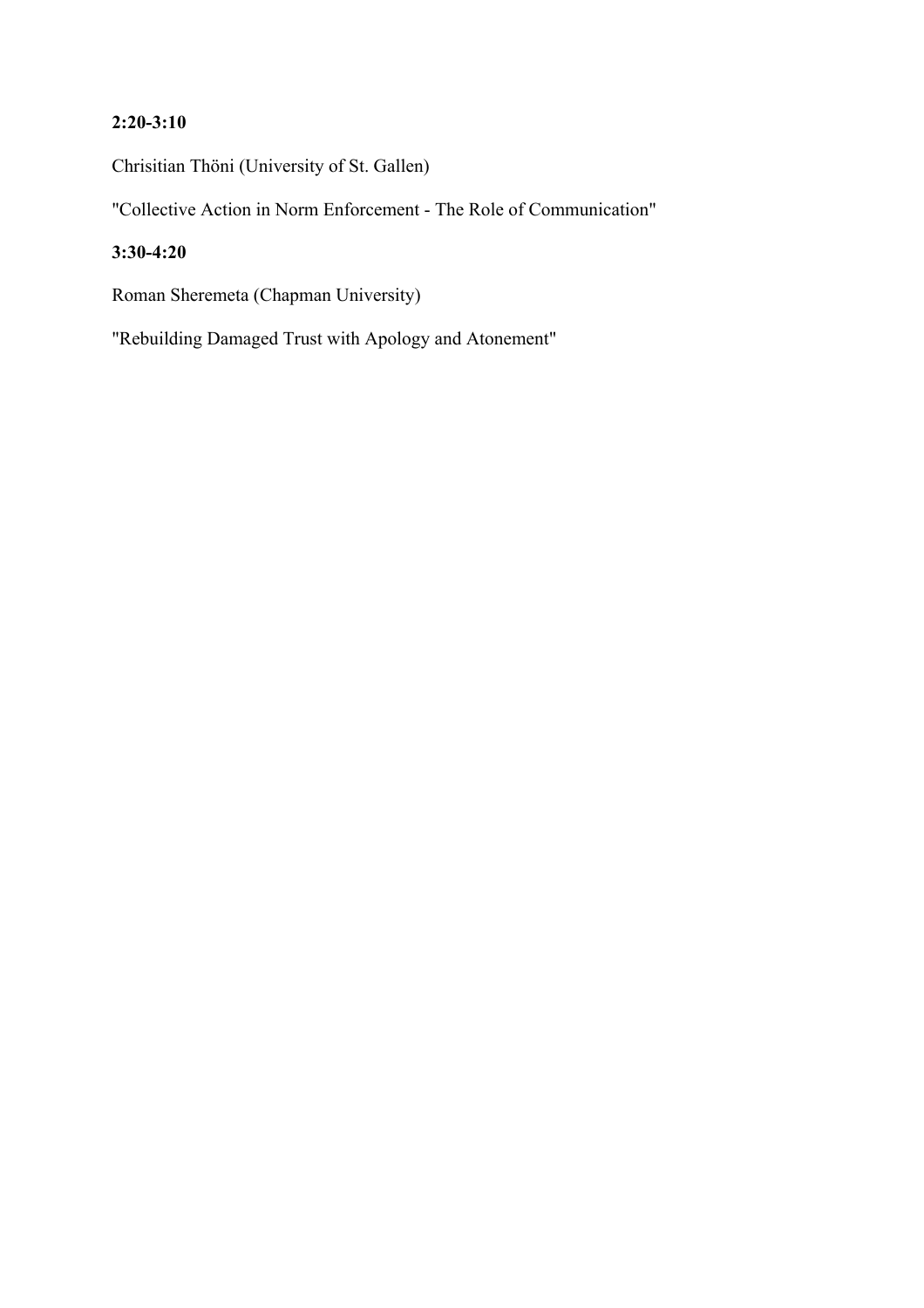**2:20-3:10**

Chrisitian Thöni (University of St. Gallen)

"Collective Action in Norm Enforcement - The Role of Communication"

**3:30-4:20**

Roman Sheremeta (Chapman University)

"Rebuilding Damaged Trust with Apology and Atonement"